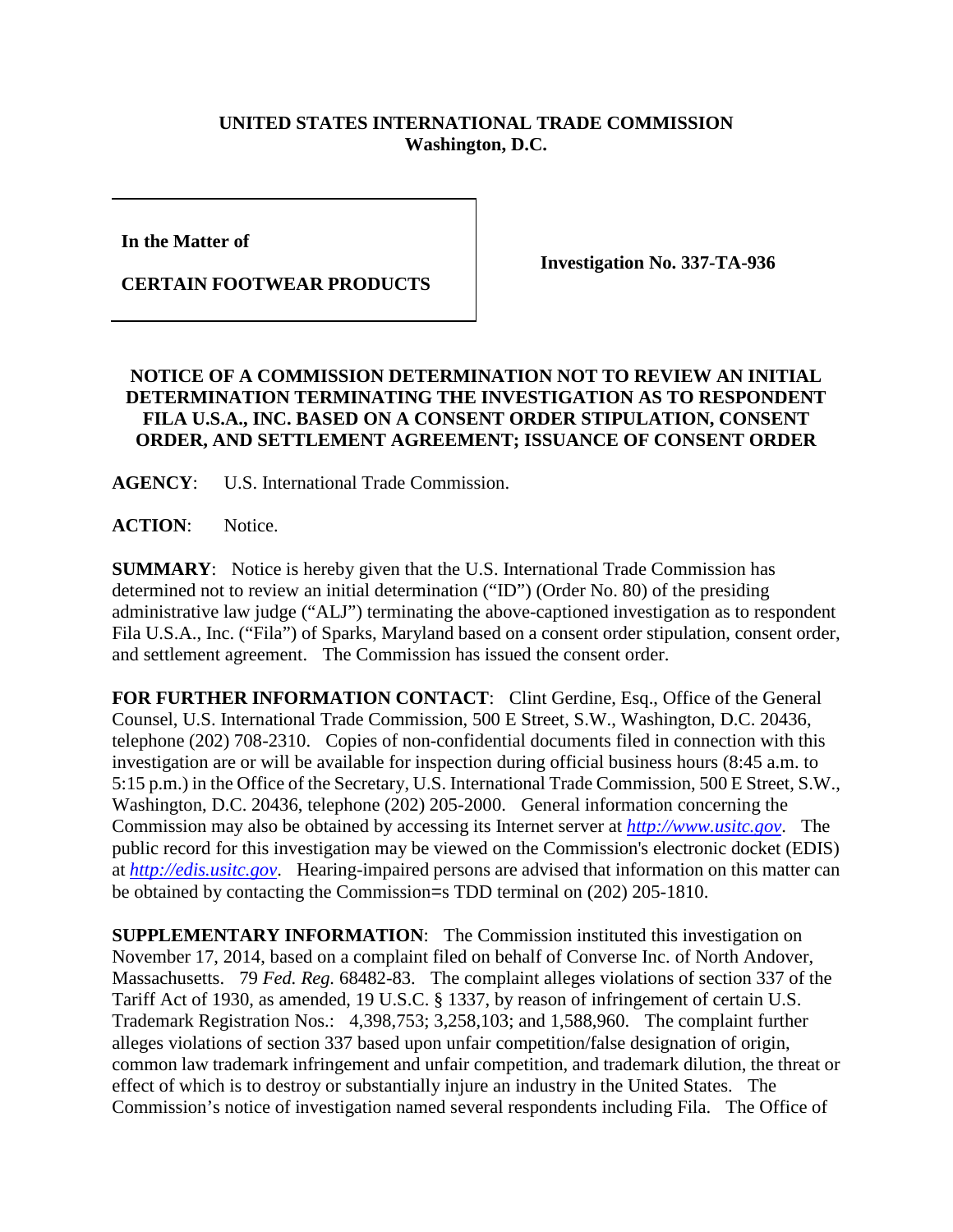**UNITED STATES INTERNATIONAL TRADE COMMISSION**
**Washington, D.C.**

| | |
|---|---|
| **In the Matter of** <br><br> **CERTAIN FOOTWEAR PRODUCTS** | **Investigation No. 337-TA-936** |

## NOTICE OF A COMMISSION DETERMINATION NOT TO REVIEW AN INITIAL DETERMINATION TERMINATING THE INVESTIGATION AS TO RESPONDENT FILA U.S.A., INC. BASED ON A CONSENT ORDER STIPULATION, CONSENT ORDER, AND SETTLEMENT AGREEMENT; ISSUANCE OF CONSENT ORDER

**AGENCY**: U.S. International Trade Commission.

**ACTION**: Notice.

**SUMMARY**: Notice is hereby given that the U.S. International Trade Commission has determined not to review an initial determination ("ID") (Order No. 80) of the presiding administrative law judge ("ALJ") terminating the above-captioned investigation as to respondent Fila U.S.A., Inc. ("Fila") of Sparks, Maryland based on a consent order stipulation, consent order, and settlement agreement. The Commission has issued the consent order.

**FOR FURTHER INFORMATION CONTACT**: Clint Gerdine, Esq., Office of the General Counsel, U.S. International Trade Commission, 500 E Street, S.W., Washington, D.C. 20436, telephone (202) 708-2310. Copies of non-confidential documents filed in connection with this investigation are or will be available for inspection during official business hours (8:45 a.m. to 5:15 p.m.) in the Office of the Secretary, U.S. International Trade Commission, 500 E Street, S.W., Washington, D.C. 20436, telephone (202) 205-2000. General information concerning the Commission may also be obtained by accessing its Internet server at *http://www.usitc.gov*. The public record for this investigation may be viewed on the Commission's electronic docket (EDIS) at *http://edis.usitc.gov*. Hearing-impaired persons are advised that information on this matter can be obtained by contacting the Commission=s TDD terminal on (202) 205-1810.

**SUPPLEMENTARY INFORMATION**: The Commission instituted this investigation on November 17, 2014, based on a complaint filed on behalf of Converse Inc. of North Andover, Massachusetts. 79 *Fed. Reg.* 68482-83. The complaint alleges violations of section 337 of the Tariff Act of 1930, as amended, 19 U.S.C. § 1337, by reason of infringement of certain U.S. Trademark Registration Nos.: 4,398,753; 3,258,103; and 1,588,960. The complaint further alleges violations of section 337 based upon unfair competition/false designation of origin, common law trademark infringement and unfair competition, and trademark dilution, the threat or effect of which is to destroy or substantially injure an industry in the United States. The Commission's notice of investigation named several respondents including Fila. The Office of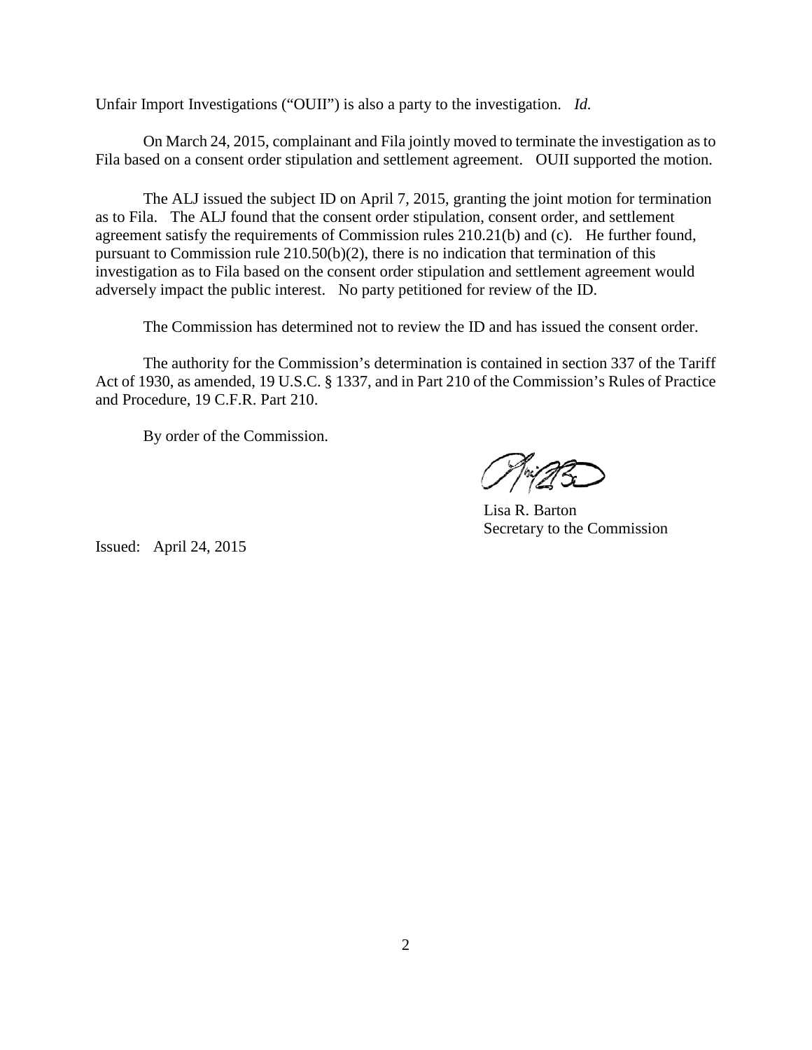Unfair Import Investigations ("OUII") is also a party to the investigation. *Id.*

On March 24, 2015, complainant and Fila jointly moved to terminate the investigation as to Fila based on a consent order stipulation and settlement agreement. OUII supported the motion.

The ALJ issued the subject ID on April 7, 2015, granting the joint motion for termination as to Fila. The ALJ found that the consent order stipulation, consent order, and settlement agreement satisfy the requirements of Commission rules 210.21(b) and (c). He further found, pursuant to Commission rule 210.50(b)(2), there is no indication that termination of this investigation as to Fila based on the consent order stipulation and settlement agreement would adversely impact the public interest. No party petitioned for review of the ID.

The Commission has determined not to review the ID and has issued the consent order.

The authority for the Commission's determination is contained in section 337 of the Tariff Act of 1930, as amended, 19 U.S.C. § 1337, and in Part 210 of the Commission's Rules of Practice and Procedure, 19 C.F.R. Part 210.

By order of the Commission.

Lisa R. Barton
Secretary to the Commission

Issued: April 24, 2015